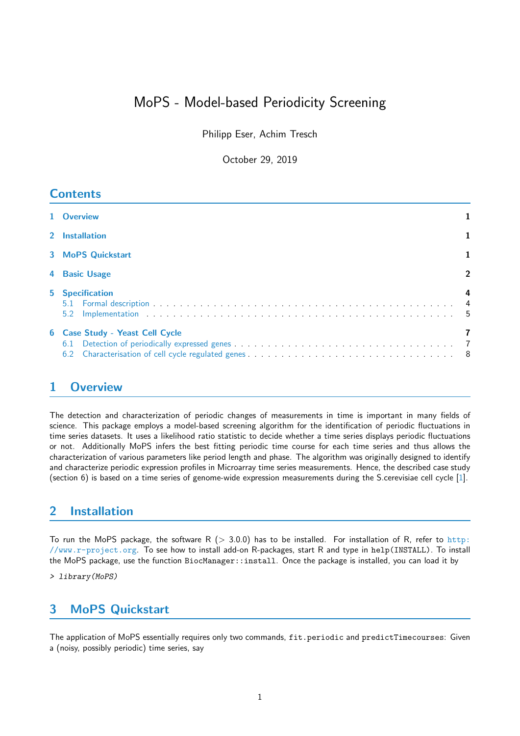// MoPS - Model-based Periodicity Screening

Philipp Eser, Achim Tresch

October 29, 2019

## Contents

1 Overview 1

2 Installation 1

3 MoPS Quickstart 1

4 Basic Usage 2

5 Specification 4
- 5.1 Formal description 4
- 5.2 Implementation 5

6 Case Study - Yeast Cell Cycle 7
- 6.1 Detection of periodically expressed genes 7
- 6.2 Characterisation of cell cycle regulated genes 8

## 1 Overview

The detection and characterization of periodic changes of measurements in time is important in many fields of science. This package employs a model-based screening algorithm for the identification of periodic fluctuations in time series datasets. It uses a likelihood ratio statistic to decide whether a time series displays periodic fluctuations or not. Additionally MoPS infers the best fitting periodic time course for each time series and thus allows the characterization of various parameters like period length and phase. The algorithm was originally designed to identify and characterize periodic expression profiles in Microarray time series measurements. Hence, the described case study (section 6) is based on a time series of genome-wide expression measurements during the S.cerevisiae cell cycle [1].

## 2 Installation

To run the MoPS package, the software R (> 3.0.0) has to be installed. For installation of R, refer to http://www.r-project.org. To see how to install add-on R-packages, start R and type in `help(INSTALL)`. To install the MoPS package, use the function `BiocManager::install`. Once the package is installed, you can load it by

```
> library(MoPS)
```

## 3 MoPS Quickstart

The application of MoPS essentially requires only two commands, `fit.periodic` and `predictTimecourses`: Given a (noisy, possibly periodic) time series, say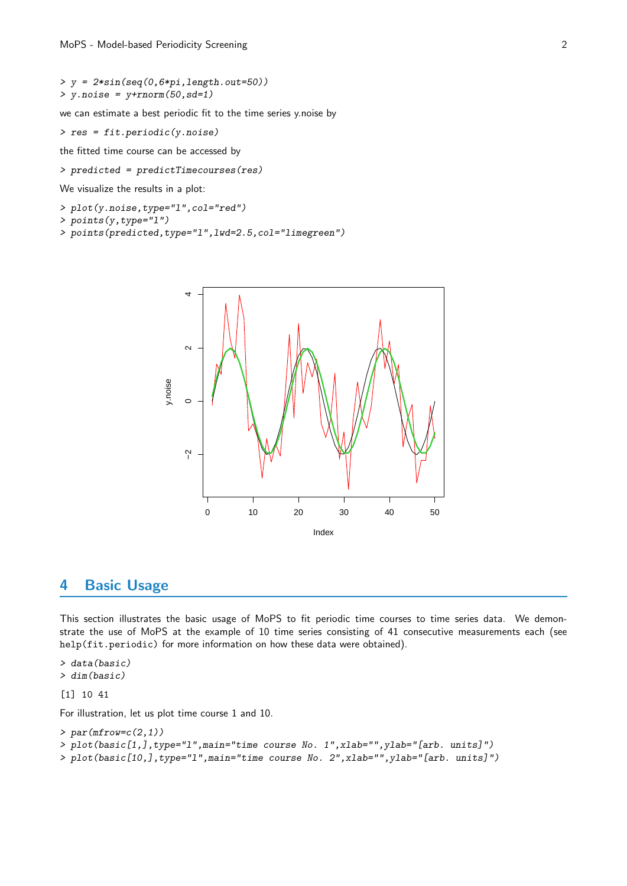```
> y = 2*sin(seq(0,6*pi,length.out=50))
> y.noise = y+rnorm(50,sd=1)
```

we can estimate a best periodic fit to the time series y.noise by

```
> res = fit.periodic(y.noise)
```

the fitted time course can be accessed by

```
> predicted = predictTimecourses(res)
```

We visualize the results in a plot:

```
> plot(y.noise,type="l",col="red")
> points(y,type="l")
> points(predicted,type="l",lwd=2.5,col="limegreen")
```

## 4 Basic Usage

This section illustrates the basic usage of MoPS to fit periodic time courses to time series data. We demonstrate the use of MoPS at the example of 10 time series consisting of 41 consecutive measurements each (see `help(fit.periodic)` for more information on how these data were obtained).

```
> data(basic)
> dim(basic)
```

```
[1] 10 41
```

For illustration, let us plot time course 1 and 10.

```
> par(mfrow=c(2,1))
> plot(basic[1,],type="l",main="time course No. 1",xlab="",ylab="[arb. units]")
> plot(basic[10,],type="l",main="time course No. 2",xlab="",ylab="[arb. units]")
```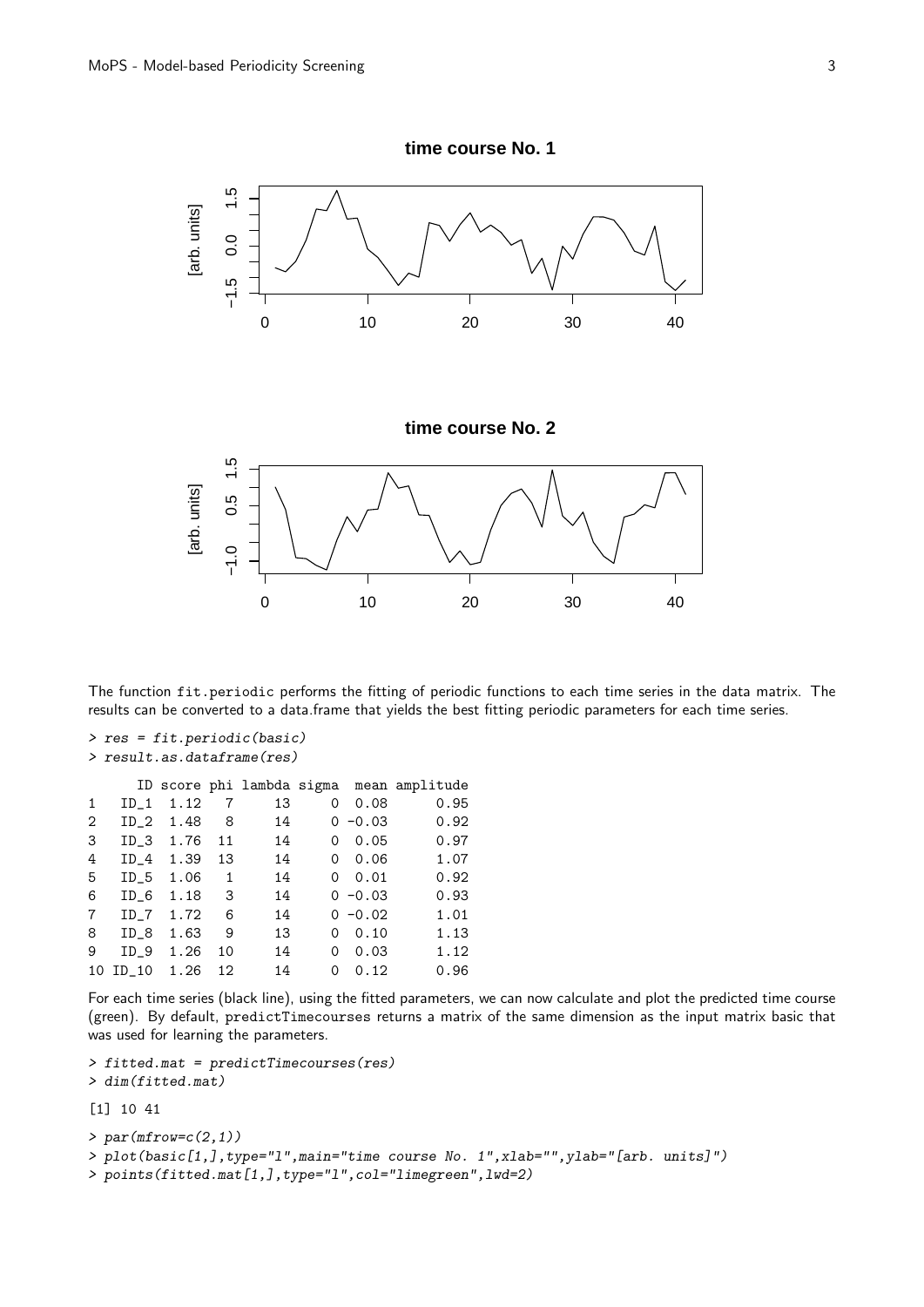The function fit.periodic performs the fitting of periodic functions to each time series in the data matrix. The results can be converted to a data.frame that yields the best fitting periodic parameters for each time series.

```
> res = fit.periodic(basic)
> result.as.dataframe(res)

      ID score phi lambda sigma  mean amplitude
1   ID_1  1.12   7     13     0  0.08      0.95
2   ID_2  1.48   8     14     0 -0.03      0.92
3   ID_3  1.76  11     14     0  0.05      0.97
4   ID_4  1.39  13     14     0  0.06      1.07
5   ID_5  1.06   1     14     0  0.01      0.92
6   ID_6  1.18   3     14     0 -0.03      0.93
7   ID_7  1.72   6     14     0 -0.02      1.01
8   ID_8  1.63   9     13     0  0.10      1.13
9   ID_9  1.26  10     14     0  0.03      1.12
10 ID_10  1.26  12     14     0  0.12      0.96
```

For each time series (black line), using the fitted parameters, we can now calculate and plot the predicted time course (green). By default, predictTimecourses returns a matrix of the same dimension as the input matrix basic that was used for learning the parameters.

```
> fitted.mat = predictTimecourses(res)
> dim(fitted.mat)

[1] 10 41

> par(mfrow=c(2,1))
> plot(basic[1,],type="l",main="time course No. 1",xlab="",ylab="[arb. units]")
> points(fitted.mat[1,],type="l",col="limegreen",lwd=2)
```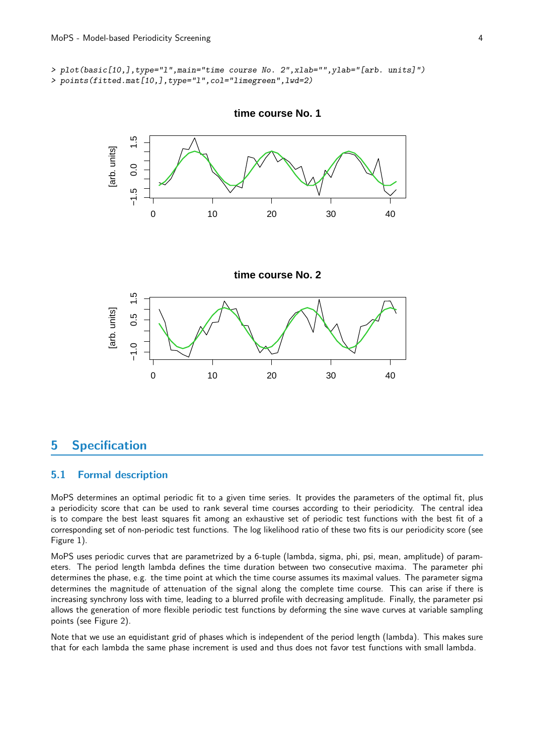```
> plot(basic[10,],type="l",main="time course No. 2",xlab="",ylab="[arb. units]")
> points(fitted.mat[10,],type="l",col="limegreen",lwd=2)
```

## 5 Specification

### 5.1 Formal description

MoPS determines an optimal periodic fit to a given time series. It provides the parameters of the optimal fit, plus a periodicity score that can be used to rank several time courses according to their periodicity. The central idea is to compare the best least squares fit among an exhaustive set of periodic test functions with the best fit of a corresponding set of non-periodic test functions. The log likelihood ratio of these two fits is our periodicity score (see Figure 1).

MoPS uses periodic curves that are parametrized by a 6-tuple (lambda, sigma, phi, psi, mean, amplitude) of parameters. The period length lambda defines the time duration between two consecutive maxima. The parameter phi determines the phase, e.g. the time point at which the time course assumes its maximal values. The parameter sigma determines the magnitude of attenuation of the signal along the complete time course. This can arise if there is increasing synchrony loss with time, leading to a blurred profile with decreasing amplitude. Finally, the parameter psi allows the generation of more flexible periodic test functions by deforming the sine wave curves at variable sampling points (see Figure 2).

Note that we use an equidistant grid of phases which is independent of the period length (lambda). This makes sure that for each lambda the same phase increment is used and thus does not favor test functions with small lambda.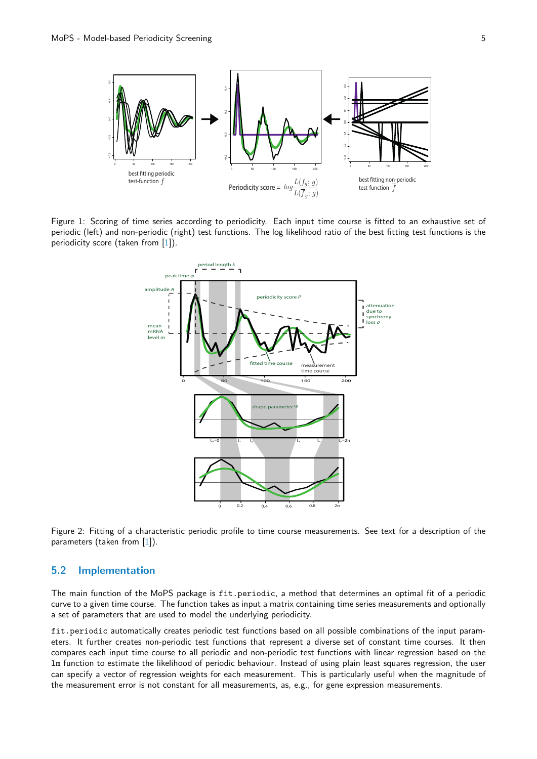Figure 1: Scoring of time series according to periodicity. Each input time course is fitted to an exhaustive set of periodic (left) and non-periodic (right) test functions. The log likelihood ratio of the best fitting test functions is the periodicity score (taken from [1]).

Figure 2: Fitting of a characteristic periodic profile to time course measurements. See text for a description of the parameters (taken from [1]).

## 5.2 Implementation

The main function of the MoPS package is `fit.periodic`, a method that determines an optimal fit of a periodic curve to a given time course. The function takes as input a matrix containing time series measurements and optionally a set of parameters that are used to model the underlying periodicity.

`fit.periodic` automatically creates periodic test functions based on all possible combinations of the input parameters. It further creates non-periodic test functions that represent a diverse set of constant time courses. It then compares each input time course to all periodic and non-periodic test functions with linear regression based on the `lm` function to estimate the likelihood of periodic behaviour. Instead of using plain least squares regression, the user can specify a vector of regression weights for each measurement. This is particularly useful when the magnitude of the measurement error is not constant for all measurements, as, e.g., for gene expression measurements.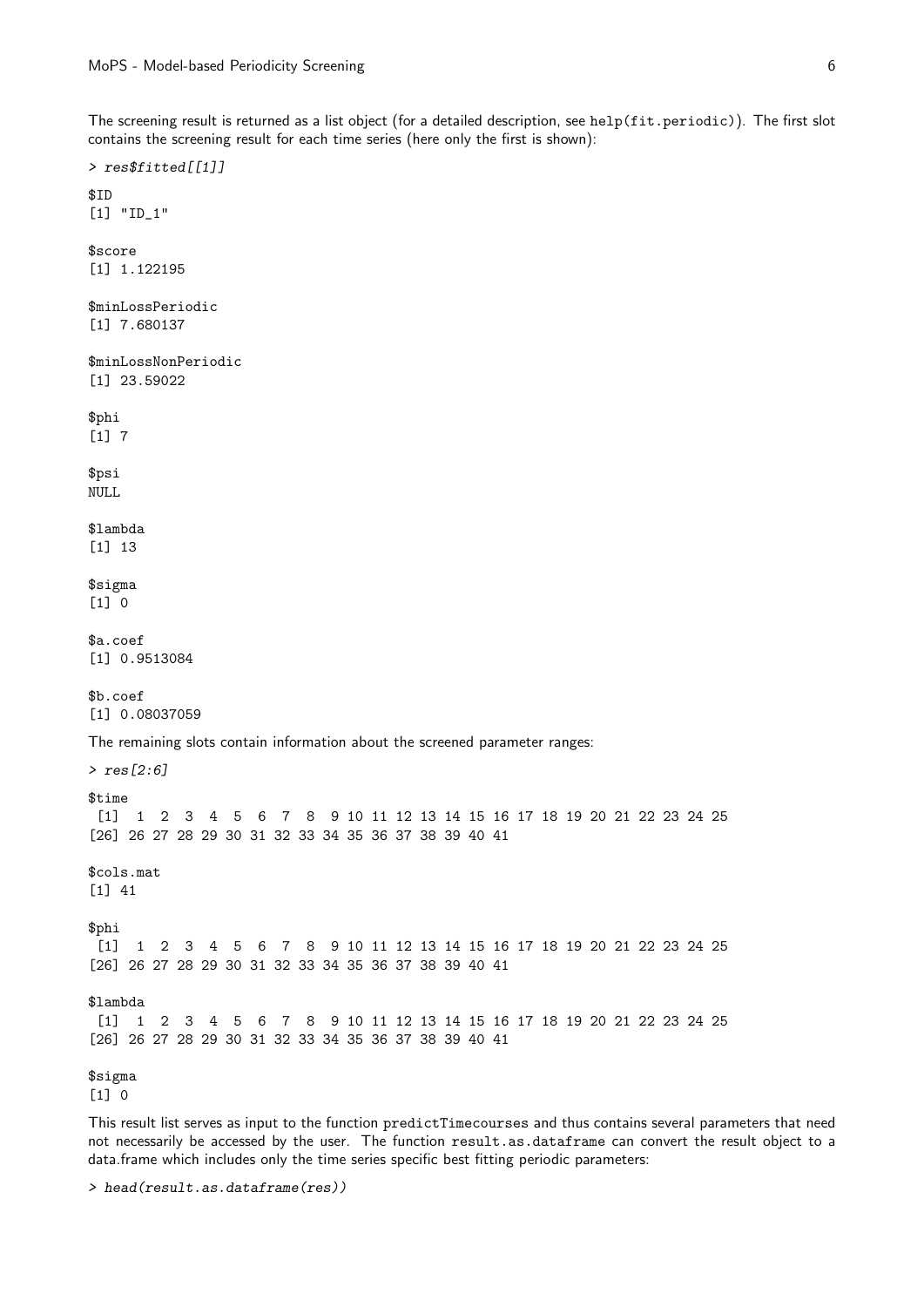The screening result is returned as a list object (for a detailed description, see `help(fit.periodic)`). The first slot contains the screening result for each time series (here only the first is shown):

```
> res$fitted[[1]]

$ID
[1] "ID_1"

$score
[1] 1.122195

$minLossPeriodic
[1] 7.680137

$minLossNonPeriodic
[1] 23.59022

$phi
[1] 7

$psi
NULL

$lambda
[1] 13

$sigma
[1] 0

$a.coef
[1] 0.9513084

$b.coef
[1] 0.08037059
```

The remaining slots contain information about the screened parameter ranges:

```
> res[2:6]

$time
 [1]  1  2  3  4  5  6  7  8  9 10 11 12 13 14 15 16 17 18 19 20 21 22 23 24 25
[26] 26 27 28 29 30 31 32 33 34 35 36 37 38 39 40 41

$cols.mat
[1] 41

$phi
 [1]  1  2  3  4  5  6  7  8  9 10 11 12 13 14 15 16 17 18 19 20 21 22 23 24 25
[26] 26 27 28 29 30 31 32 33 34 35 36 37 38 39 40 41

$lambda
 [1]  1  2  3  4  5  6  7  8  9 10 11 12 13 14 15 16 17 18 19 20 21 22 23 24 25
[26] 26 27 28 29 30 31 32 33 34 35 36 37 38 39 40 41

$sigma
[1] 0
```

This result list serves as input to the function `predictTimecourses` and thus contains several parameters that need not necessarily be accessed by the user. The function `result.as.dataframe` can convert the result object to a data.frame which includes only the time series specific best fitting periodic parameters:

```
> head(result.as.dataframe(res))
```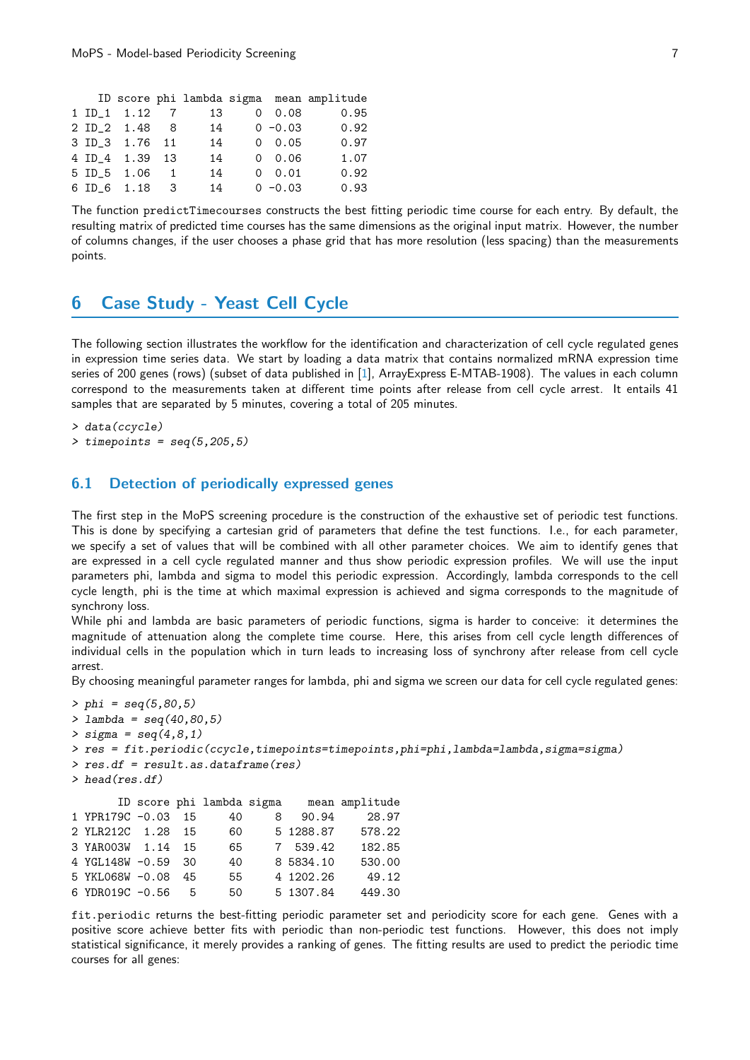```
    ID score phi lambda sigma  mean amplitude
1 ID_1  1.12   7     13     0  0.08      0.95
2 ID_2  1.48   8     14     0 -0.03      0.92
3 ID_3  1.76  11     14     0  0.05      0.97
4 ID_4  1.39  13     14     0  0.06      1.07
5 ID_5  1.06   1     14     0  0.01      0.92
6 ID_6  1.18   3     14     0 -0.03      0.93
```

The function `predictTimecourses` constructs the best fitting periodic time course for each entry. By default, the resulting matrix of predicted time courses has the same dimensions as the original input matrix. However, the number of columns changes, if the user chooses a phase grid that has more resolution (less spacing) than the measurements points.

# 6 Case Study - Yeast Cell Cycle

The following section illustrates the workflow for the identification and characterization of cell cycle regulated genes in expression time series data. We start by loading a data matrix that contains normalized mRNA expression time series of 200 genes (rows) (subset of data published in [1], ArrayExpress E-MTAB-1908). The values in each column correspond to the measurements taken at different time points after release from cell cycle arrest. It entails 41 samples that are separated by 5 minutes, covering a total of 205 minutes.

```
> data(ccycle)
> timepoints = seq(5,205,5)
```

## 6.1 Detection of periodically expressed genes

The first step in the MoPS screening procedure is the construction of the exhaustive set of periodic test functions. This is done by specifying a cartesian grid of parameters that define the test functions. I.e., for each parameter, we specify a set of values that will be combined with all other parameter choices. We aim to identify genes that are expressed in a cell cycle regulated manner and thus show periodic expression profiles. We will use the input parameters phi, lambda and sigma to model this periodic expression. Accordingly, lambda corresponds to the cell cycle length, phi is the time at which maximal expression is achieved and sigma corresponds to the magnitude of synchrony loss.

While phi and lambda are basic parameters of periodic functions, sigma is harder to conceive: it determines the magnitude of attenuation along the complete time course. Here, this arises from cell cycle length differences of individual cells in the population which in turn leads to increasing loss of synchrony after release from cell cycle arrest.

By choosing meaningful parameter ranges for lambda, phi and sigma we screen our data for cell cycle regulated genes:

```
> phi = seq(5,80,5)
> lambda = seq(40,80,5)
> sigma = seq(4,8,1)
> res = fit.periodic(ccycle,timepoints=timepoints,phi=phi,lambda=lambda,sigma=sigma)
> res.df = result.as.dataframe(res)
> head(res.df)

       ID score phi lambda sigma    mean amplitude
1 YPR179C -0.03  15     40     8   90.94     28.97
2 YLR212C  1.28  15     60     5 1288.87    578.22
3 YAR003W  1.14  15     65     7  539.42    182.85
4 YGL148W -0.59  30     40     8 5834.10    530.00
5 YKL068W -0.08  45     55     4 1202.26     49.12
6 YDR019C -0.56   5     50     5 1307.84    449.30
```

`fit.periodic` returns the best-fitting periodic parameter set and periodicity score for each gene. Genes with a positive score achieve better fits with periodic than non-periodic test functions. However, this does not imply statistical significance, it merely provides a ranking of genes. The fitting results are used to predict the periodic time courses for all genes: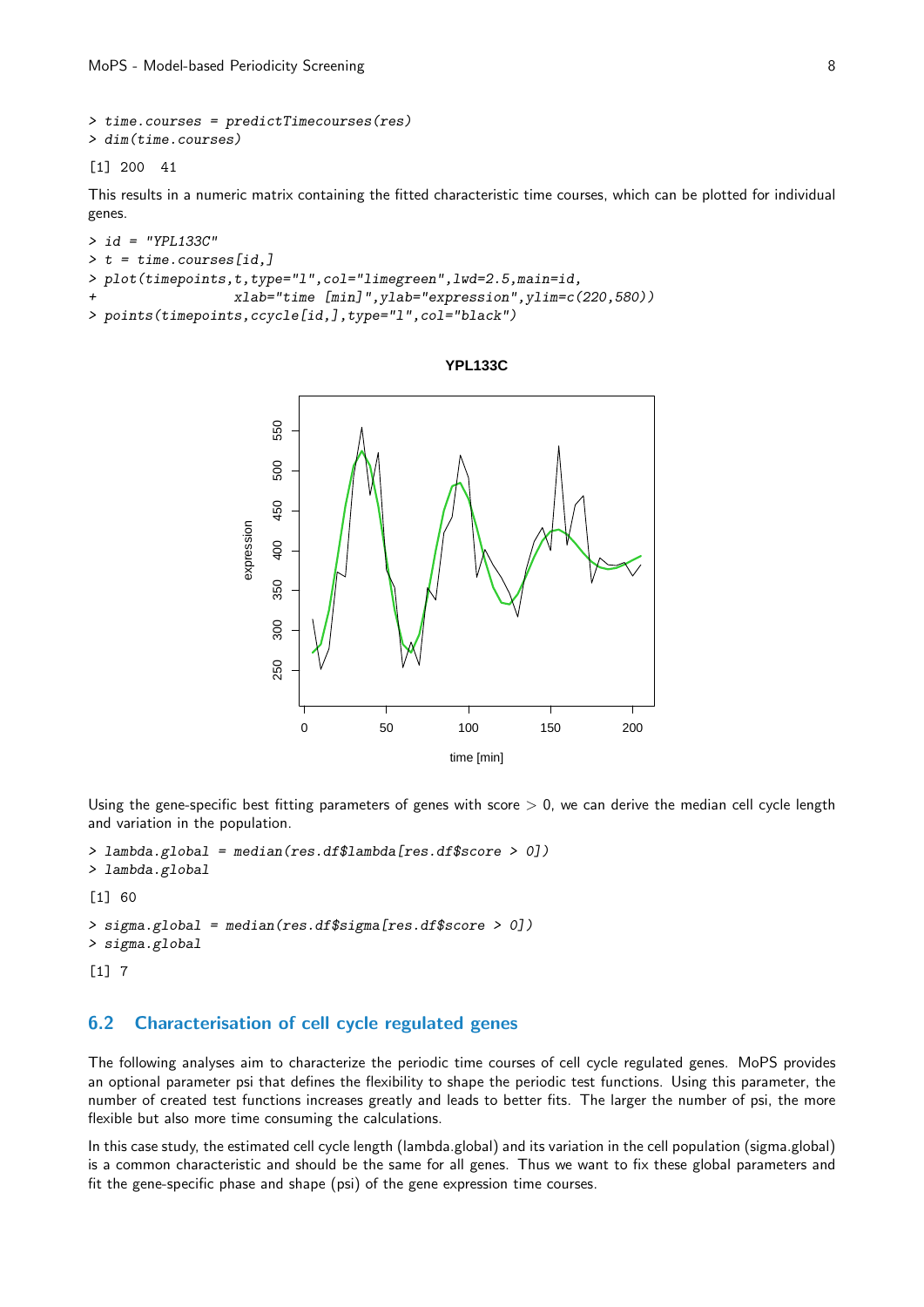```
> time.courses = predictTimecourses(res)
> dim(time.courses)
```

```
[1] 200  41
```

This results in a numeric matrix containing the fitted characteristic time courses, which can be plotted for individual genes.

```
> id = "YPL133C"
> t = time.courses[id,]
> plot(timepoints,t,type="l",col="limegreen",lwd=2.5,main=id,
+                 xlab="time [min]",ylab="expression",ylim=c(220,580))
> points(timepoints,ccycle[id,],type="l",col="black")
```

Using the gene-specific best fitting parameters of genes with score $> 0$, we can derive the median cell cycle length and variation in the population.

```
> lambda.global = median(res.df$lambda[res.df$score > 0])
> lambda.global
```

```
[1] 60
```

```
> sigma.global = median(res.df$sigma[res.df$score > 0])
> sigma.global
```

```
[1] 7
```

## 6.2 Characterisation of cell cycle regulated genes

The following analyses aim to characterize the periodic time courses of cell cycle regulated genes. MoPS provides an optional parameter psi that defines the flexibility to shape the periodic test functions. Using this parameter, the number of created test functions increases greatly and leads to better fits. The larger the number of psi, the more flexible but also more time consuming the calculations.

In this case study, the estimated cell cycle length (lambda.global) and its variation in the cell population (sigma.global) is a common characteristic and should be the same for all genes. Thus we want to fix these global parameters and fit the gene-specific phase and shape (psi) of the gene expression time courses.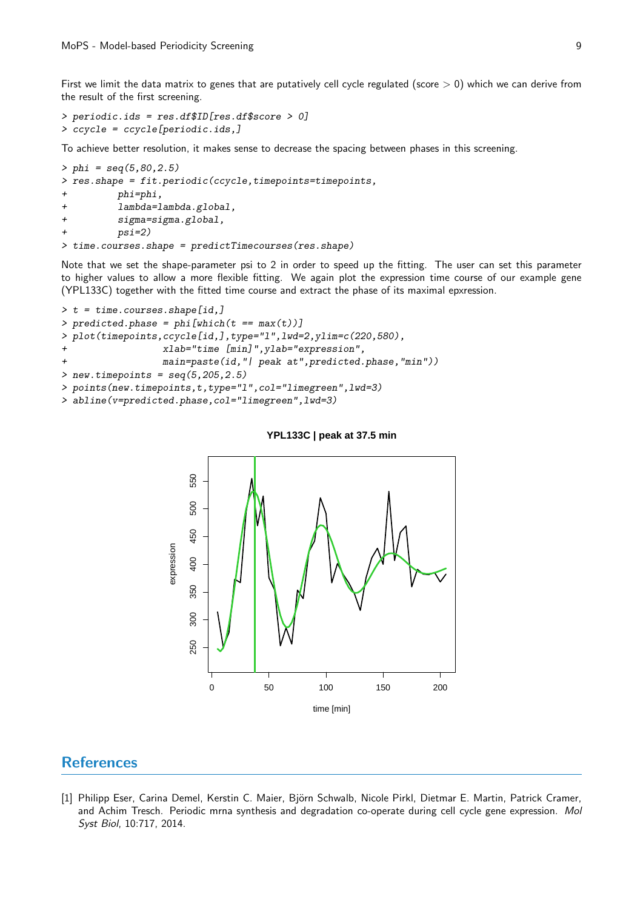First we limit the data matrix to genes that are putatively cell cycle regulated (score $> 0$) which we can derive from the result of the first screening.

```
> periodic.ids = res.df$ID[res.df$score > 0]
> ccycle = ccycle[periodic.ids,]
```

To achieve better resolution, it makes sense to decrease the spacing between phases in this screening.

```
> phi = seq(5,80,2.5)
> res.shape = fit.periodic(ccycle,timepoints=timepoints,
+         phi=phi,
+         lambda=lambda.global,
+         sigma=sigma.global,
+         psi=2)
> time.courses.shape = predictTimecourses(res.shape)
```

Note that we set the shape-parameter psi to 2 in order to speed up the fitting. The user can set this parameter to higher values to allow a more flexible fitting. We again plot the expression time course of our example gene (YPL133C) together with the fitted time course and extract the phase of its maximal epxression.

```
> t = time.courses.shape[id,]
> predicted.phase = phi[which(t == max(t))]
> plot(timepoints,ccycle[id,],type="l",lwd=2,ylim=c(220,580),
+               xlab="time [min]",ylab="expression",
+               main=paste(id,"| peak at",predicted.phase,"min"))
> new.timepoints = seq(5,205,2.5)
> points(new.timepoints,t,type="l",col="limegreen",lwd=3)
> abline(v=predicted.phase,col="limegreen",lwd=3)
```

YPL133C | peak at 37.5 min

expression

250
300
350
400
450
500
550

0
50
100
150
200

time [min]

## References

[1] Philipp Eser, Carina Demel, Kerstin C. Maier, Björn Schwalb, Nicole Pirkl, Dietmar E. Martin, Patrick Cramer, and Achim Tresch. Periodic mrna synthesis and degradation co-operate during cell cycle gene expression. *Mol Syst Biol*, 10:717, 2014.